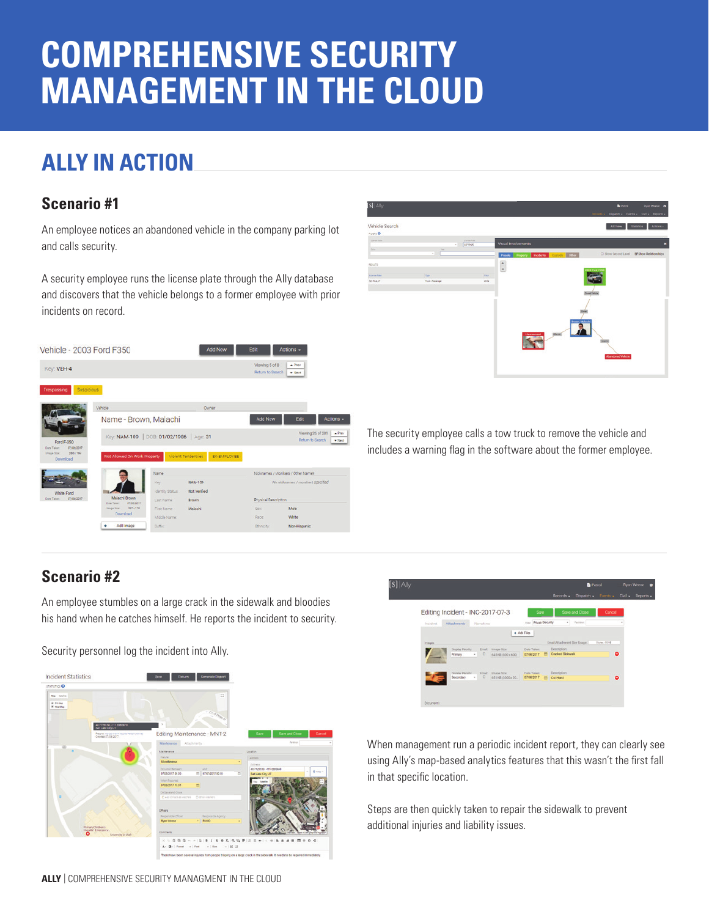# COMPREHENSIVE SECURITY MANAGEMENT IN THE CLOUD

## ALLY IN ACTION

### Scenario #1

An employee notices an abandoned vehicle in the company parking lot and calls security.

A security employee runs the license plate through the Ally database and discovers that the vehicle belongs to a former employee with prior incidents on record.

The security employee calls a tow truck to remove the vehicle and includes a warning flag in the software about the former employee.

### Scenario #2

An employee stumbles on a large crack in the sidewalk and bloodies his hand when he catches himself. He reports the incident to security.

Security personnel log the incident into Ally.

When management run a periodic incident report, they can clearly see using Ally's map-based analytics features that this wasn't the first fall in that specific location.

Steps are then quickly taken to repair the sidewalk to prevent additional injuries and liability issues.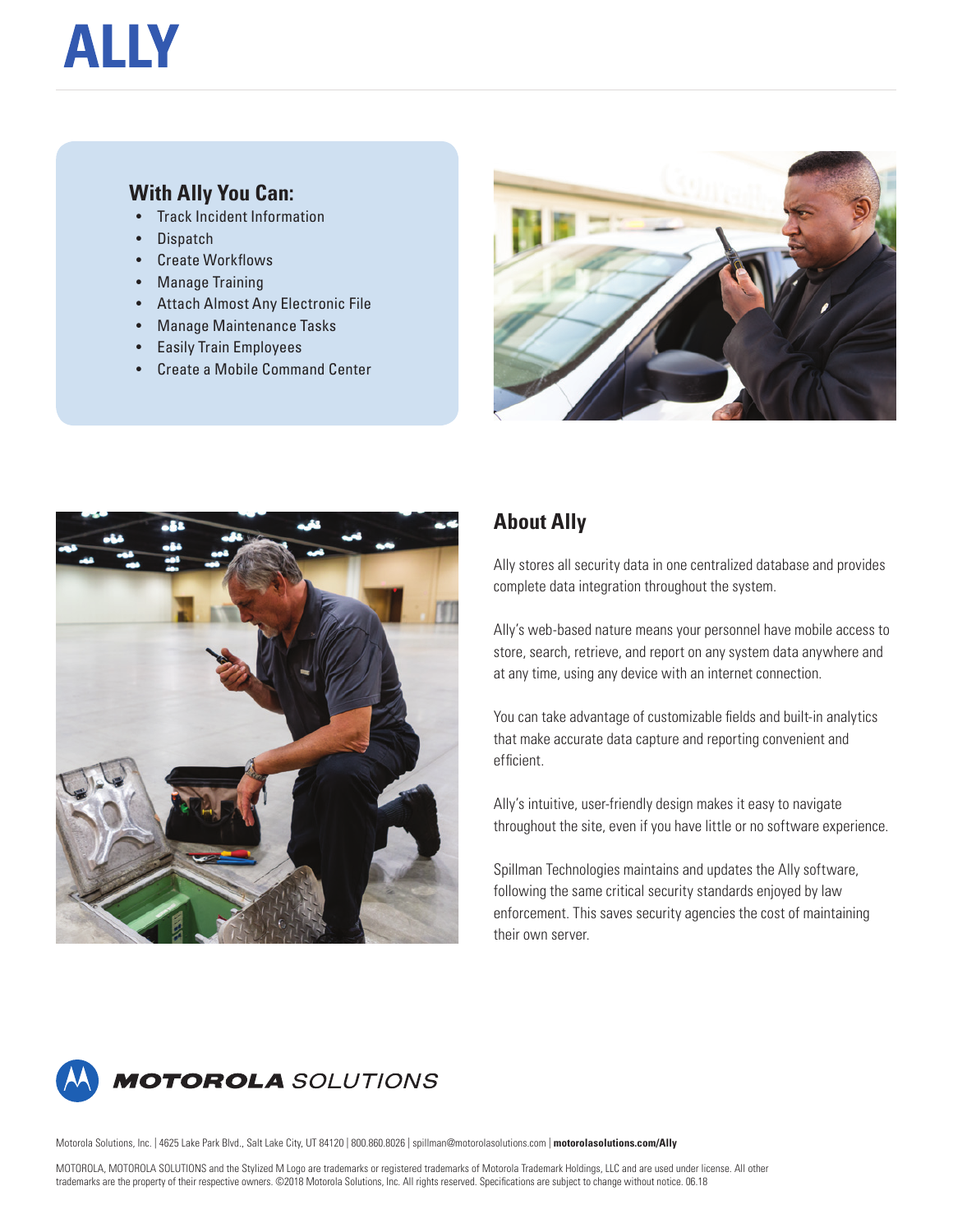# ALLY

## With Ally You Can:

- Track Incident Information
- Dispatch
- Create Workflows
- Manage Training
- Attach Almost Any Electronic File
- Manage Maintenance Tasks
- Easily Train Employees
- Create a Mobile Command Center

## About Ally

Ally stores all security data in one centralized database and provides complete data integration throughout the system.

Ally's web-based nature means your personnel have mobile access to store, search, retrieve, and report on any system data anywhere and at any time, using any device with an internet connection.

You can take advantage of customizable fields and built-in analytics that make accurate data capture and reporting convenient and efficient.

Ally's intuitive, user-friendly design makes it easy to navigate throughout the site, even if you have little or no software experience.

Spillman Technologies maintains and updates the Ally software, following the same critical security standards enjoyed by law enforcement. This saves security agencies the cost of maintaining their own server.

**MOTOROLA** SOLUTIONS

Motorola Solutions, Inc. | 4625 Lake Park Blvd., Salt Lake City, UT 84120 | 800.860.8026 | spillman@motorolasolutions.com | **motorolasolutions.com/Ally**

MOTOROLA, MOTOROLA SOLUTIONS and the Stylized M Logo are trademarks or registered trademarks of Motorola Trademark Holdings, LLC and are used under license. All other trademarks are the property of their respective owners. ©2018 Motorola Solutions, Inc. All rights reserved. Specifications are subject to change without notice. 06.18